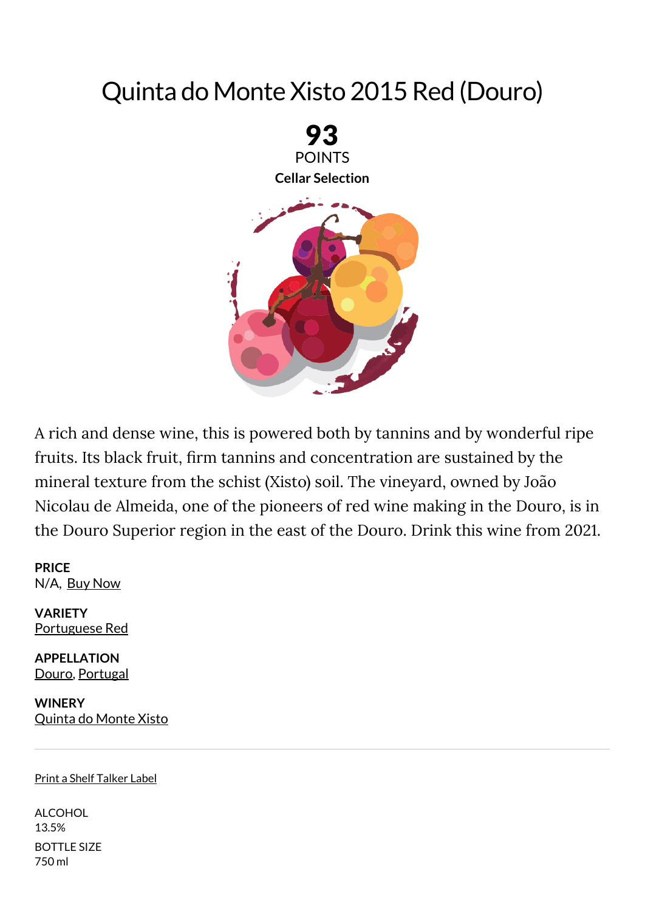# Quinta do Monte Xisto 2015 Red (Douro)

**93**
POINTS
**Cellar Selection**

A rich and dense wine, this is powered both by tannins and by wonderful ripe fruits. Its black fruit, firm tannins and concentration are sustained by the mineral texture from the schist (Xisto) soil. The vineyard, owned by João Nicolau de Almeida, one of the pioneers of red wine making in the Douro, is in the Douro Superior region in the east of the Douro. Drink this wine from 2021.

**PRICE**
N/A, Buy Now

**VARIETY**
Portuguese Red

**APPELLATION**
Douro, Portugal

**WINERY**
Quinta do Monte Xisto

---

Print a Shelf Talker Label

ALCOHOL
13.5%

BOTTLE SIZE
750 ml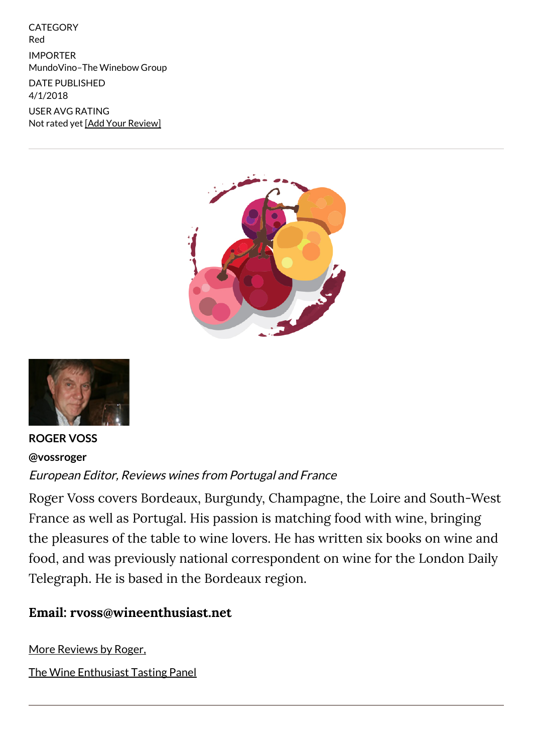CATEGORY
Red

IMPORTER
MundoVino–The Winebow Group

DATE PUBLISHED
4/1/2018

USER AVG RATING
Not rated yet [Add Your Review]

---

**ROGER VOSS**

**@vossroger**

*European Editor, Reviews wines from Portugal and France*

Roger Voss covers Bordeaux, Burgundy, Champagne, the Loire and South-West France as well as Portugal. His passion is matching food with wine, bringing the pleasures of the table to wine lovers. He has written six books on wine and food, and was previously national correspondent on wine for the London Daily Telegraph. He is based in the Bordeaux region.

**Email: rvoss@wineenthusiast.net**

More Reviews by Roger,

The Wine Enthusiast Tasting Panel

---